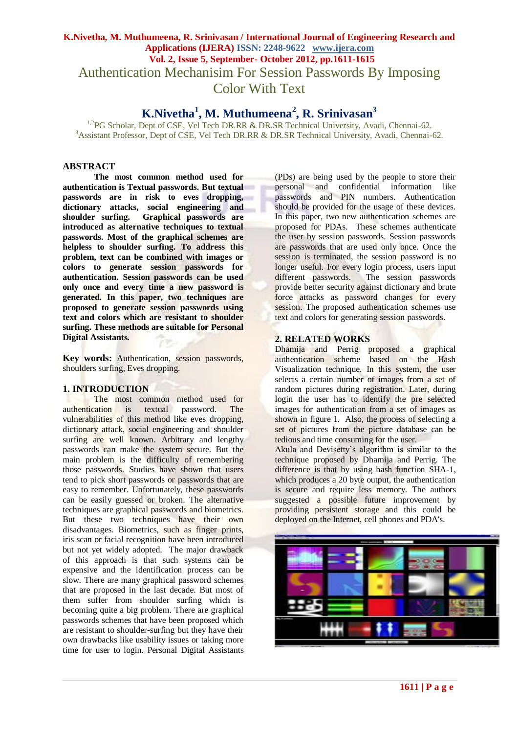# Authentication Mechanisim For Session Passwords By Imposing Color With Text

**K.Nivetha[1], M. Muthumeena[2], R. Srinivasan[3]**

[1,2]PG Scholar, Dept of CSE, Vel Tech DR.RR & DR.SR Technical University, Avadi, Chennai-62.
[3]Assistant Professor, Dept of CSE, Vel Tech DR.RR & DR.SR Technical University, Avadi, Chennai-62.

## ABSTRACT

**The most common method used for authentication is Textual passwords. But textual passwords are in risk to eves dropping, dictionary attacks, social engineering and shoulder surfing. Graphical passwords are introduced as alternative techniques to textual passwords. Most of the graphical schemes are helpless to shoulder surfing. To address this problem, text can be combined with images or colors to generate session passwords for authentication. Session passwords can be used only once and every time a new password is generated. In this paper, two techniques are proposed to generate session passwords using text and colors which are resistant to shoulder surfing. These methods are suitable for Personal Digital Assistants.**

**Key words:** Authentication, session passwords, shoulders surfing, Eves dropping.

## 1. INTRODUCTION

The most common method used for authentication is textual password. The vulnerabilities of this method like eves dropping, dictionary attack, social engineering and shoulder surfing are well known. Arbitrary and lengthy passwords can make the system secure. But the main problem is the difficulty of remembering those passwords. Studies have shown that users tend to pick short passwords or passwords that are easy to remember. Unfortunately, these passwords can be easily guessed or broken. The alternative techniques are graphical passwords and biometrics. But these two techniques have their own disadvantages. Biometrics, such as finger prints, iris scan or facial recognition have been introduced but not yet widely adopted. The major drawback of this approach is that such systems can be expensive and the identification process can be slow. There are many graphical password schemes that are proposed in the last decade. But most of them suffer from shoulder surfing which is becoming quite a big problem. There are graphical passwords schemes that have been proposed which are resistant to shoulder-surfing but they have their own drawbacks like usability issues or taking more time for user to login. Personal Digital Assistants (PDs) are being used by the people to store their personal and confidential information like passwords and PIN numbers. Authentication should be provided for the usage of these devices. In this paper, two new authentication schemes are proposed for PDAs. These schemes authenticate the user by session passwords. Session passwords are passwords that are used only once. Once the session is terminated, the session password is no longer useful. For every login process, users input different passwords. The session passwords provide better security against dictionary and brute force attacks as password changes for every session. The proposed authentication schemes use text and colors for generating session passwords.

## 2. RELATED WORKS

Dhamija and Perrig proposed a graphical authentication scheme based on the Hash Visualization technique. In this system, the user selects a certain number of images from a set of random pictures during registration. Later, during login the user has to identify the pre selected images for authentication from a set of images as shown in figure 1. Also, the process of selecting a set of pictures from the picture database can be tedious and time consuming for the user.

Akula and Devisetty's algorithm is similar to the technique proposed by Dhamija and Perrig. The difference is that by using hash function SHA-1, which produces a 20 byte output, the authentication is secure and require less memory. The authors suggested a possible future improvement by providing persistent storage and this could be deployed on the Internet, cell phones and PDA's.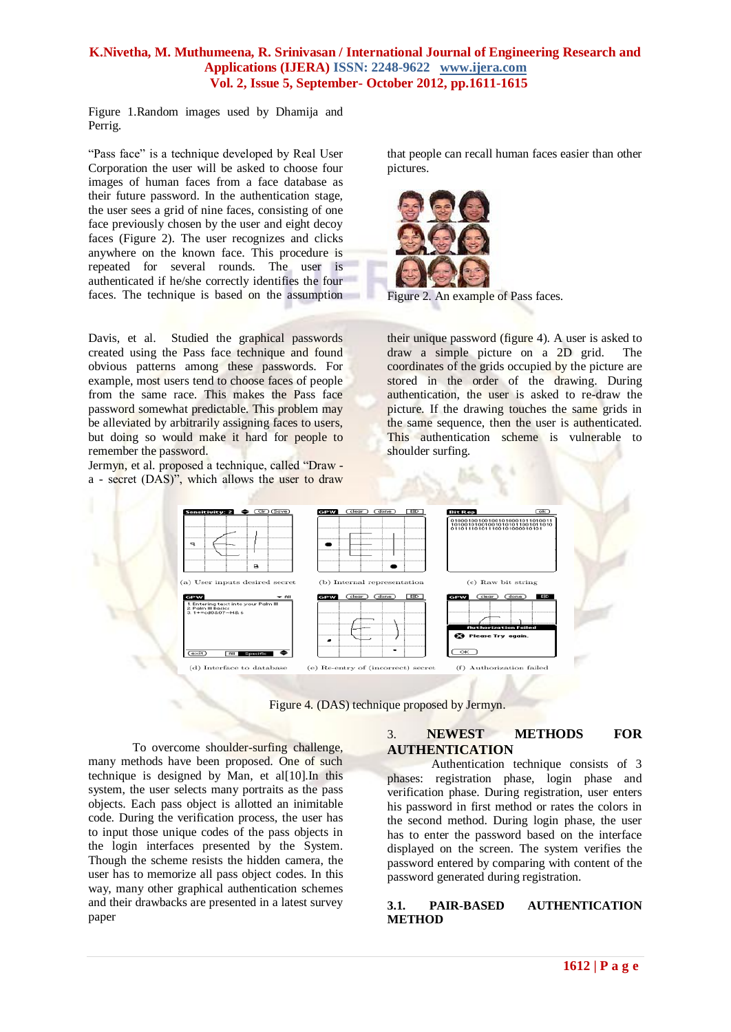Figure 1.Random images used by Dhamija and Perrig.

"Pass face" is a technique developed by Real User Corporation the user will be asked to choose four images of human faces from a face database as their future password. In the authentication stage, the user sees a grid of nine faces, consisting of one face previously chosen by the user and eight decoy faces (Figure 2). The user recognizes and clicks anywhere on the known face. This procedure is repeated for several rounds. The user is authenticated if he/she correctly identifies the four faces. The technique is based on the assumption that people can recall human faces easier than other pictures.

Figure 2. An example of Pass faces.

Davis, et al. Studied the graphical passwords created using the Pass face technique and found obvious patterns among these passwords. For example, most users tend to choose faces of people from the same race. This makes the Pass face password somewhat predictable. This problem may be alleviated by arbitrarily assigning faces to users, but doing so would make it hard for people to remember the password.
Jermyn, et al. proposed a technique, called "Draw - a - secret (DAS)", which allows the user to draw their unique password (figure 4). A user is asked to draw a simple picture on a 2D grid. The coordinates of the grids occupied by the picture are stored in the order of the drawing. During authentication, the user is asked to re-draw the picture. If the drawing touches the same grids in the same sequence, then the user is authenticated. This authentication scheme is vulnerable to shoulder surfing.

Figure 4. (DAS) technique proposed by Jermyn.

To overcome shoulder-surfing challenge, many methods have been proposed. One of such technique is designed by Man, et al[10].In this system, the user selects many portraits as the pass objects. Each pass object is allotted an inimitable code. During the verification process, the user has to input those unique codes of the pass objects in the login interfaces presented by the System. Though the scheme resists the hidden camera, the user has to memorize all pass object codes. In this way, many other graphical authentication schemes and their drawbacks are presented in a latest survey paper

## 3. NEWEST METHODS FOR AUTHENTICATION

Authentication technique consists of 3 phases: registration phase, login phase and verification phase. During registration, user enters his password in first method or rates the colors in the second method. During login phase, the user has to enter the password based on the interface displayed on the screen. The system verifies the password entered by comparing with content of the password generated during registration.

### 3.1. PAIR-BASED AUTHENTICATION METHOD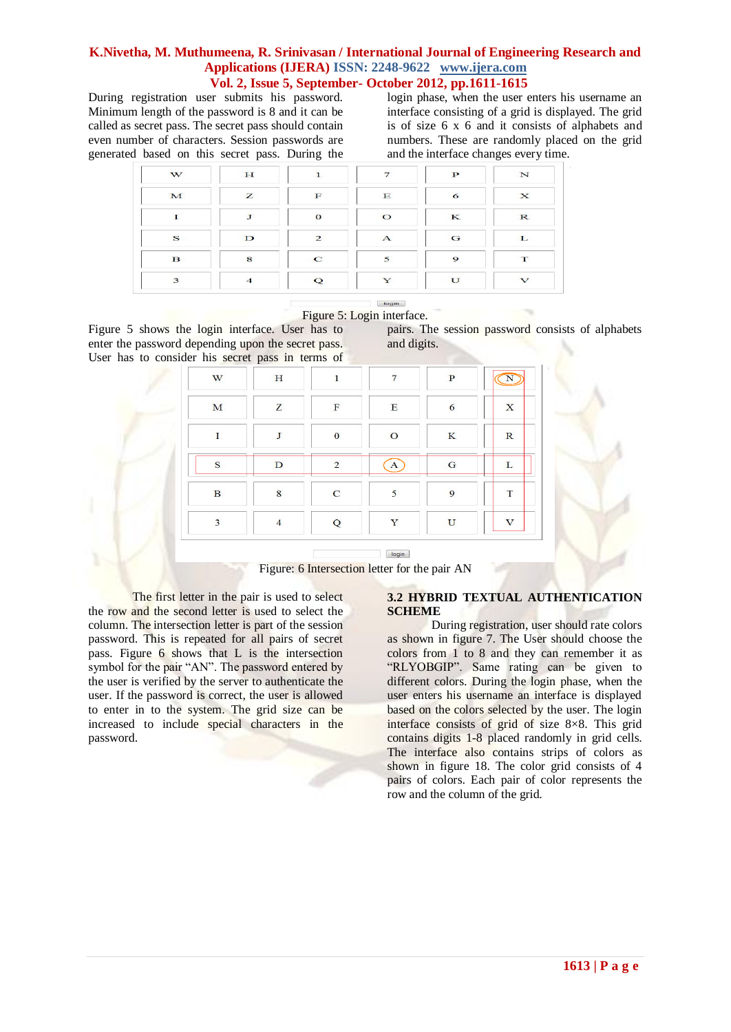During registration user submits his password. Minimum length of the password is 8 and it can be called as secret pass. The secret pass should contain even number of characters. Session passwords are generated based on this secret pass. During the login phase, when the user enters his username an interface consisting of a grid is displayed. The grid is of size 6 x 6 and it consists of alphabets and numbers. These are randomly placed on the grid and the interface changes every time.

| W | H | 1 | 7 | P | N |
|---|---|---|---|---|---|
| M | Z | F | E | 6 | X |
| I | J | 0 | O | K | R |
| S | D | 2 | A | G | L |
| B | 8 | C | 5 | 9 | T |
| 3 | 4 | Q | Y | U | V |

Figure 5: Login interface.

Figure 5 shows the login interface. User has to enter the password depending upon the secret pass. User has to consider his secret pass in terms of pairs. The session password consists of alphabets and digits.

| W | H | 1 | 7 | P | N |
|---|---|---|---|---|---|
| M | Z | F | E | 6 | X |
| I | J | 0 | O | K | R |
| S | D | 2 | A | G | L |
| B | 8 | C | 5 | 9 | T |
| 3 | 4 | Q | Y | U | V |

Figure: 6 Intersection letter for the pair AN

The first letter in the pair is used to select the row and the second letter is used to select the column. The intersection letter is part of the session password. This is repeated for all pairs of secret pass. Figure 6 shows that L is the intersection symbol for the pair "AN". The password entered by the user is verified by the server to authenticate the user. If the password is correct, the user is allowed to enter in to the system. The grid size can be increased to include special characters in the password.

## 3.2 HYBRID TEXTUAL AUTHENTICATION SCHEME

During registration, user should rate colors as shown in figure 7. The User should choose the colors from 1 to 8 and they can remember it as "RLYOBGIP". Same rating can be given to different colors. During the login phase, when the user enters his username an interface is displayed based on the colors selected by the user. The login interface consists of grid of size 8×8. This grid contains digits 1-8 placed randomly in grid cells. The interface also contains strips of colors as shown in figure 18. The color grid consists of 4 pairs of colors. Each pair of color represents the row and the column of the grid.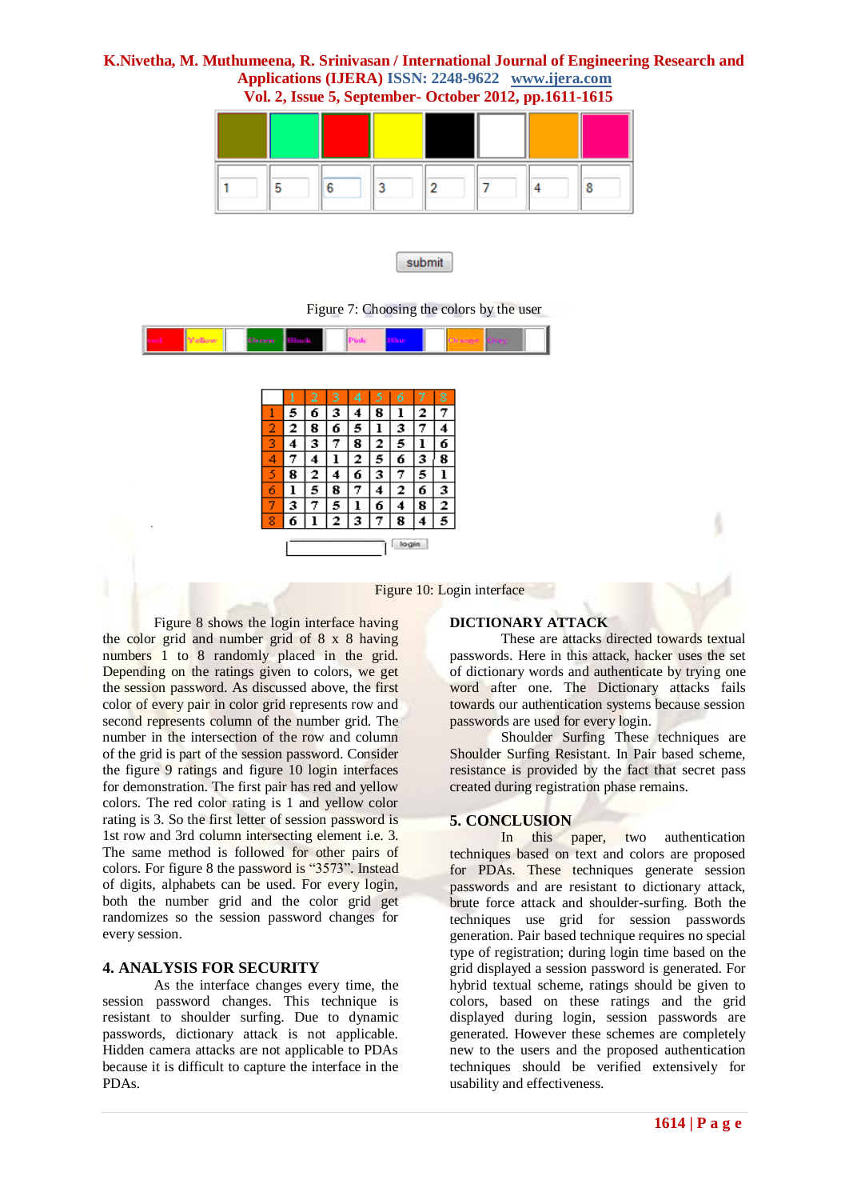Figure 7: Choosing the colors by the user

| | 1 | 2 | 3 | 4 | 5 | 6 | 7 | 8 |
|---|---|---|---|---|---|---|---|---|
| 1 | 5 | 6 | 3 | 4 | 8 | 1 | 2 | 7 |
| 2 | 2 | 8 | 6 | 5 | 1 | 3 | 7 | 4 |
| 3 | 4 | 3 | 7 | 8 | 2 | 5 | 1 | 6 |
| 4 | 7 | 4 | 1 | 2 | 5 | 6 | 3 | 8 |
| 5 | 8 | 2 | 4 | 6 | 3 | 7 | 5 | 1 |
| 6 | 1 | 5 | 8 | 7 | 4 | 2 | 6 | 3 |
| 7 | 3 | 7 | 5 | 1 | 6 | 4 | 8 | 2 |
| 8 | 6 | 1 | 2 | 3 | 7 | 8 | 4 | 5 |

Figure 10: Login interface

Figure 8 shows the login interface having the color grid and number grid of 8 x 8 having numbers 1 to 8 randomly placed in the grid. Depending on the ratings given to colors, we get the session password. As discussed above, the first color of every pair in color grid represents row and second represents column of the number grid. The number in the intersection of the row and column of the grid is part of the session password. Consider the figure 9 ratings and figure 10 login interfaces for demonstration. The first pair has red and yellow colors. The red color rating is 1 and yellow color rating is 3. So the first letter of session password is 1st row and 3rd column intersecting element i.e. 3. The same method is followed for other pairs of colors. For figure 8 the password is "3573". Instead of digits, alphabets can be used. For every login, both the number grid and the color grid get randomizes so the session password changes for every session.

## 4. ANALYSIS FOR SECURITY

As the interface changes every time, the session password changes. This technique is resistant to shoulder surfing. Due to dynamic passwords, dictionary attack is not applicable. Hidden camera attacks are not applicable to PDAs because it is difficult to capture the interface in the PDAs.

**DICTIONARY ATTACK**

These are attacks directed towards textual passwords. Here in this attack, hacker uses the set of dictionary words and authenticate by trying one word after one. The Dictionary attacks fails towards our authentication systems because session passwords are used for every login.

Shoulder Surfing These techniques are Shoulder Surfing Resistant. In Pair based scheme, resistance is provided by the fact that secret pass created during registration phase remains.

## 5. CONCLUSION

In this paper, two authentication techniques based on text and colors are proposed for PDAs. These techniques generate session passwords and are resistant to dictionary attack, brute force attack and shoulder-surfing. Both the techniques use grid for session passwords generation. Pair based technique requires no special type of registration; during login time based on the grid displayed a session password is generated. For hybrid textual scheme, ratings should be given to colors, based on these ratings and the grid displayed during login, session passwords are generated. However these schemes are completely new to the users and the proposed authentication techniques should be verified extensively for usability and effectiveness.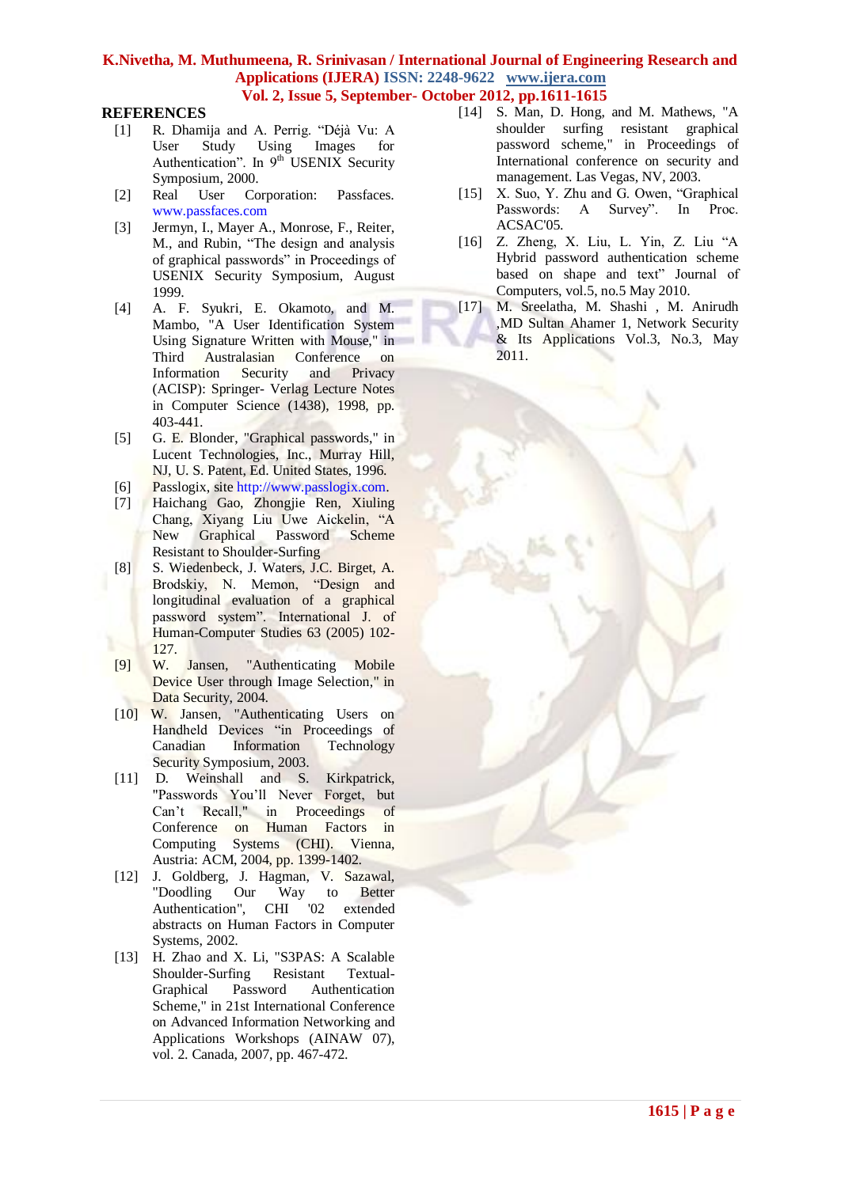## REFERENCES

[1] R. Dhamija and A. Perrig. "Déjà Vu: A User Study Using Images for Authentication". In 9th USENIX Security Symposium, 2000.

[2] Real User Corporation: Passfaces. www.passfaces.com

[3] Jermyn, I., Mayer A., Monrose, F., Reiter, M., and Rubin, "The design and analysis of graphical passwords" in Proceedings of USENIX Security Symposium, August 1999.

[4] A. F. Syukri, E. Okamoto, and M. Mambo, "A User Identification System Using Signature Written with Mouse," in Third Australasian Conference on Information Security and Privacy (ACISP): Springer- Verlag Lecture Notes in Computer Science (1438), 1998, pp. 403-441.

[5] G. E. Blonder, "Graphical passwords," in Lucent Technologies, Inc., Murray Hill, NJ, U. S. Patent, Ed. United States, 1996.

[6] Passlogix, site http://www.passlogix.com.

[7] Haichang Gao, Zhongjie Ren, Xiuling Chang, Xiyang Liu Uwe Aickelin, "A New Graphical Password Scheme Resistant to Shoulder-Surfing

[8] S. Wiedenbeck, J. Waters, J.C. Birget, A. Brodskiy, N. Memon, "Design and longitudinal evaluation of a graphical password system". International J. of Human-Computer Studies 63 (2005) 102-127.

[9] W. Jansen, "Authenticating Mobile Device User through Image Selection," in Data Security, 2004.

[10] W. Jansen, "Authenticating Users on Handheld Devices "in Proceedings of Canadian Information Technology Security Symposium, 2003.

[11] D. Weinshall and S. Kirkpatrick, "Passwords You'll Never Forget, but Can't Recall," in Proceedings of Conference on Human Factors in Computing Systems (CHI). Vienna, Austria: ACM, 2004, pp. 1399-1402.

[12] J. Goldberg, J. Hagman, V. Sazawal, "Doodling Our Way to Better Authentication", CHI '02 extended abstracts on Human Factors in Computer Systems, 2002.

[13] H. Zhao and X. Li, "S3PAS: A Scalable Shoulder-Surfing Resistant Textual-Graphical Password Authentication Scheme," in 21st International Conference on Advanced Information Networking and Applications Workshops (AINAW 07), vol. 2. Canada, 2007, pp. 467-472.

[14] S. Man, D. Hong, and M. Mathews, "A shoulder surfing resistant graphical password scheme," in Proceedings of International conference on security and management. Las Vegas, NV, 2003.

[15] X. Suo, Y. Zhu and G. Owen, "Graphical Passwords: A Survey". In Proc. ACSAC'05.

[16] Z. Zheng, X. Liu, L. Yin, Z. Liu "A Hybrid password authentication scheme based on shape and text" Journal of Computers, vol.5, no.5 May 2010.

[17] M. Sreelatha, M. Shashi , M. Anirudh ,MD Sultan Ahamer 1, Network Security & Its Applications Vol.3, No.3, May 2011.